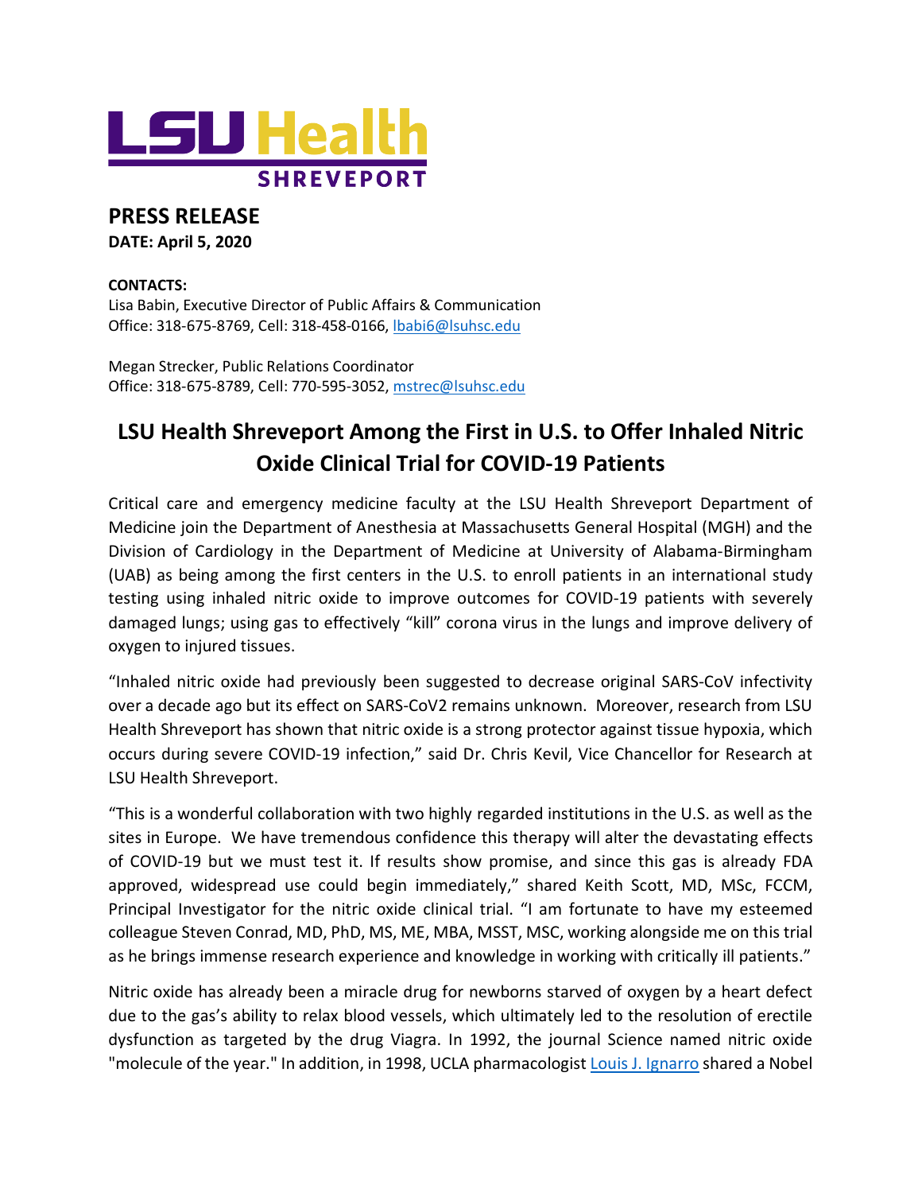LSU Health SHREVEPORT

**PRESS RELEASE**
**DATE: April 5, 2020**

**CONTACTS:**
Lisa Babin, Executive Director of Public Affairs & Communication
Office: 318-675-8769, Cell: 318-458-0166, lbabi6@lsuhsc.edu

Megan Strecker, Public Relations Coordinator
Office: 318-675-8789, Cell: 770-595-3052, mstrec@lsuhsc.edu

# LSU Health Shreveport Among the First in U.S. to Offer Inhaled Nitric Oxide Clinical Trial for COVID-19 Patients

Critical care and emergency medicine faculty at the LSU Health Shreveport Department of Medicine join the Department of Anesthesia at Massachusetts General Hospital (MGH) and the Division of Cardiology in the Department of Medicine at University of Alabama-Birmingham (UAB) as being among the first centers in the U.S. to enroll patients in an international study testing using inhaled nitric oxide to improve outcomes for COVID-19 patients with severely damaged lungs; using gas to effectively "kill" corona virus in the lungs and improve delivery of oxygen to injured tissues.

"Inhaled nitric oxide had previously been suggested to decrease original SARS-CoV infectivity over a decade ago but its effect on SARS-CoV2 remains unknown. Moreover, research from LSU Health Shreveport has shown that nitric oxide is a strong protector against tissue hypoxia, which occurs during severe COVID-19 infection," said Dr. Chris Kevil, Vice Chancellor for Research at LSU Health Shreveport.

"This is a wonderful collaboration with two highly regarded institutions in the U.S. as well as the sites in Europe. We have tremendous confidence this therapy will alter the devastating effects of COVID-19 but we must test it. If results show promise, and since this gas is already FDA approved, widespread use could begin immediately," shared Keith Scott, MD, MSc, FCCM, Principal Investigator for the nitric oxide clinical trial. "I am fortunate to have my esteemed colleague Steven Conrad, MD, PhD, MS, ME, MBA, MSST, MSC, working alongside me on this trial as he brings immense research experience and knowledge in working with critically ill patients."

Nitric oxide has already been a miracle drug for newborns starved of oxygen by a heart defect due to the gas's ability to relax blood vessels, which ultimately led to the resolution of erectile dysfunction as targeted by the drug Viagra. In 1992, the journal Science named nitric oxide "molecule of the year." In addition, in 1998, UCLA pharmacologist Louis J. Ignarro shared a Nobel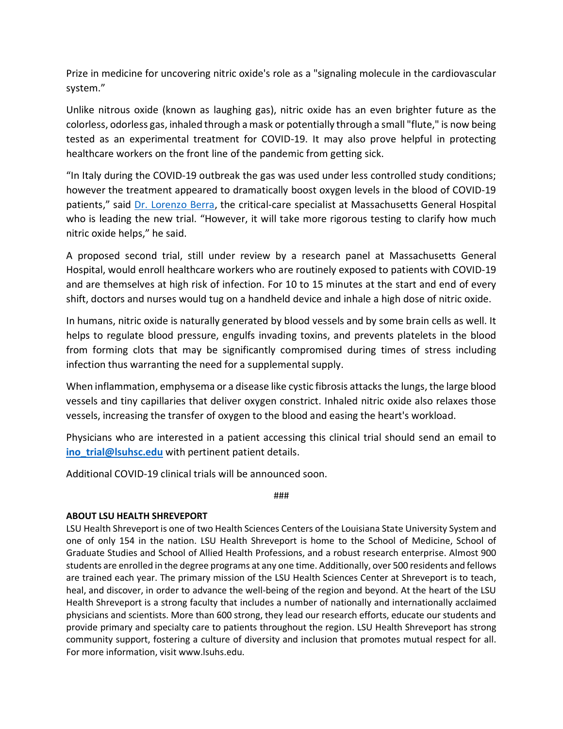Prize in medicine for uncovering nitric oxide's role as a "signaling molecule in the cardiovascular system."

Unlike nitrous oxide (known as laughing gas), nitric oxide has an even brighter future as the colorless, odorless gas, inhaled through a mask or potentially through a small "flute," is now being tested as an experimental treatment for COVID-19. It may also prove helpful in protecting healthcare workers on the front line of the pandemic from getting sick.

"In Italy during the COVID-19 outbreak the gas was used under less controlled study conditions; however the treatment appeared to dramatically boost oxygen levels in the blood of COVID-19 patients," said Dr. Lorenzo Berra, the critical-care specialist at Massachusetts General Hospital who is leading the new trial. "However, it will take more rigorous testing to clarify how much nitric oxide helps," he said.

A proposed second trial, still under review by a research panel at Massachusetts General Hospital, would enroll healthcare workers who are routinely exposed to patients with COVID-19 and are themselves at high risk of infection. For 10 to 15 minutes at the start and end of every shift, doctors and nurses would tug on a handheld device and inhale a high dose of nitric oxide.

In humans, nitric oxide is naturally generated by blood vessels and by some brain cells as well. It helps to regulate blood pressure, engulfs invading toxins, and prevents platelets in the blood from forming clots that may be significantly compromised during times of stress including infection thus warranting the need for a supplemental supply.

When inflammation, emphysema or a disease like cystic fibrosis attacks the lungs, the large blood vessels and tiny capillaries that deliver oxygen constrict. Inhaled nitric oxide also relaxes those vessels, increasing the transfer of oxygen to the blood and easing the heart's workload.

Physicians who are interested in a patient accessing this clinical trial should send an email to **ino_trial@lsuhsc.edu** with pertinent patient details.

Additional COVID-19 clinical trials will be announced soon.

###

**ABOUT LSU HEALTH SHREVEPORT**

LSU Health Shreveport is one of two Health Sciences Centers of the Louisiana State University System and one of only 154 in the nation. LSU Health Shreveport is home to the School of Medicine, School of Graduate Studies and School of Allied Health Professions, and a robust research enterprise. Almost 900 students are enrolled in the degree programs at any one time. Additionally, over 500 residents and fellows are trained each year. The primary mission of the LSU Health Sciences Center at Shreveport is to teach, heal, and discover, in order to advance the well-being of the region and beyond. At the heart of the LSU Health Shreveport is a strong faculty that includes a number of nationally and internationally acclaimed physicians and scientists. More than 600 strong, they lead our research efforts, educate our students and provide primary and specialty care to patients throughout the region. LSU Health Shreveport has strong community support, fostering a culture of diversity and inclusion that promotes mutual respect for all. For more information, visit www.lsuhs.edu.